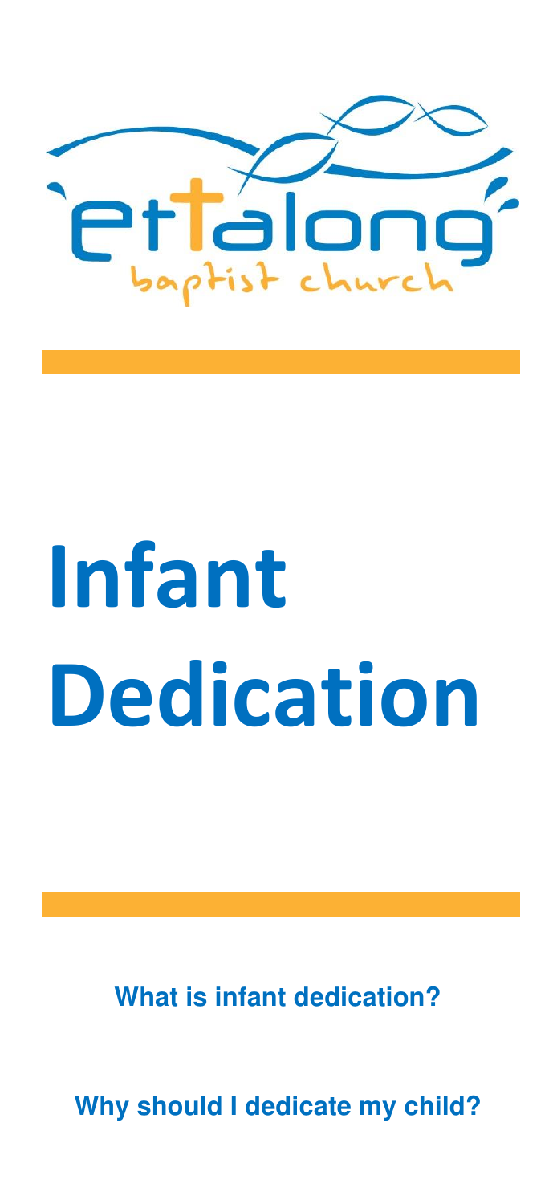ettalong

baptist church

# Infant Dedication

**What is infant dedication?**

**Why should I dedicate my child?**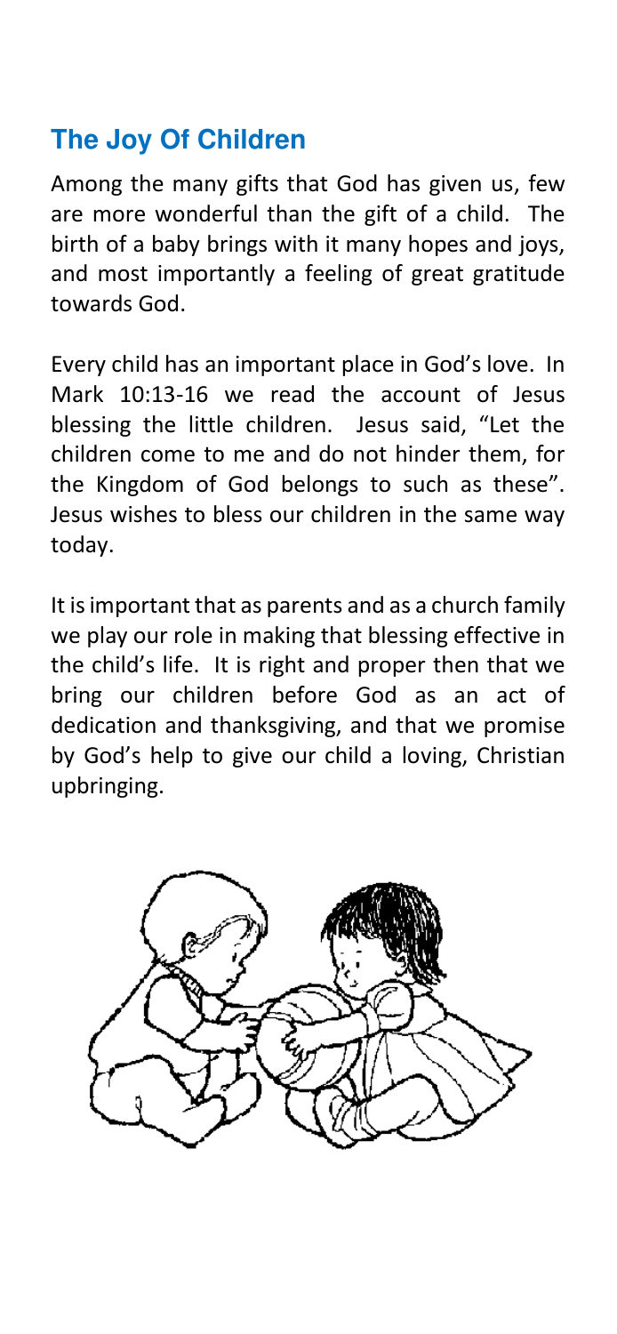## The Joy Of Children

Among the many gifts that God has given us, few are more wonderful than the gift of a child. The birth of a baby brings with it many hopes and joys, and most importantly a feeling of great gratitude towards God.

Every child has an important place in God's love. In Mark 10:13-16 we read the account of Jesus blessing the little children. Jesus said, "Let the children come to me and do not hinder them, for the Kingdom of God belongs to such as these". Jesus wishes to bless our children in the same way today.

It is important that as parents and as a church family we play our role in making that blessing effective in the child's life. It is right and proper then that we bring our children before God as an act of dedication and thanksgiving, and that we promise by God's help to give our child a loving, Christian upbringing.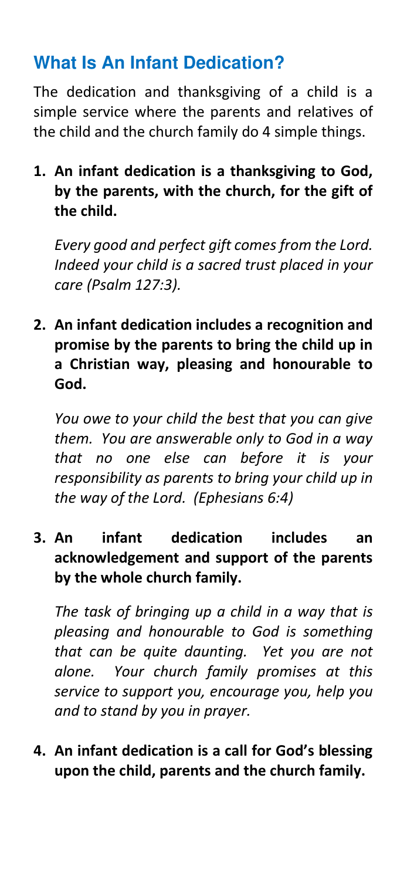## What Is An Infant Dedication?

The dedication and thanksgiving of a child is a simple service where the parents and relatives of the child and the church family do 4 simple things.

1. **An infant dedication is a thanksgiving to God, by the parents, with the church, for the gift of the child.**

   *Every good and perfect gift comes from the Lord. Indeed your child is a sacred trust placed in your care (Psalm 127:3).*

2. **An infant dedication includes a recognition and promise by the parents to bring the child up in a Christian way, pleasing and honourable to God.**

   *You owe to your child the best that you can give them. You are answerable only to God in a way that no one else can before it is your responsibility as parents to bring your child up in the way of the Lord. (Ephesians 6:4)*

3. **An infant dedication includes an acknowledgement and support of the parents by the whole church family.**

   *The task of bringing up a child in a way that is pleasing and honourable to God is something that can be quite daunting. Yet you are not alone. Your church family promises at this service to support you, encourage you, help you and to stand by you in prayer.*

4. **An infant dedication is a call for God's blessing upon the child, parents and the church family.**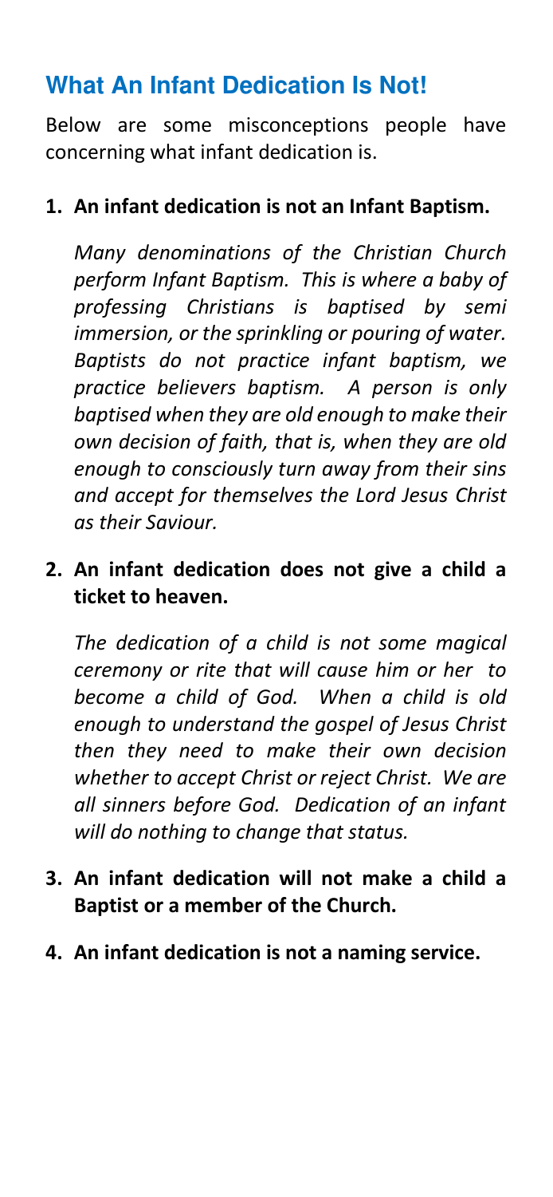## What An Infant Dedication Is Not!

Below are some misconceptions people have concerning what infant dedication is.

1. **An infant dedication is not an Infant Baptism.**

   *Many denominations of the Christian Church perform Infant Baptism. This is where a baby of professing Christians is baptised by semi immersion, or the sprinkling or pouring of water. Baptists do not practice infant baptism, we practice believers baptism. A person is only baptised when they are old enough to make their own decision of faith, that is, when they are old enough to consciously turn away from their sins and accept for themselves the Lord Jesus Christ as their Saviour.*

2. **An infant dedication does not give a child a ticket to heaven.**

   *The dedication of a child is not some magical ceremony or rite that will cause him or her to become a child of God. When a child is old enough to understand the gospel of Jesus Christ then they need to make their own decision whether to accept Christ or reject Christ. We are all sinners before God. Dedication of an infant will do nothing to change that status.*

3. **An infant dedication will not make a child a Baptist or a member of the Church.**

4. **An infant dedication is not a naming service.**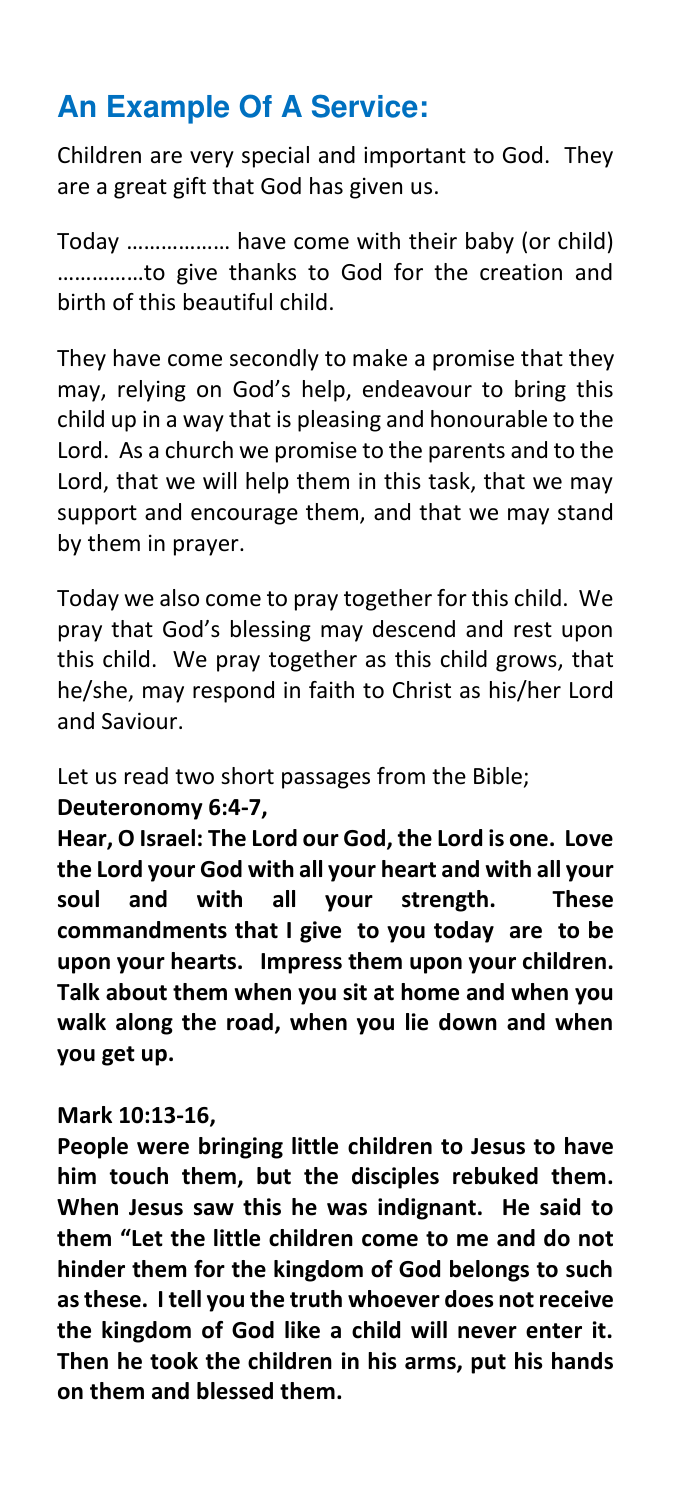## An Example Of A Service:

Children are very special and important to God. They are a great gift that God has given us.

Today ……………… have come with their baby (or child) ……………to give thanks to God for the creation and birth of this beautiful child.

They have come secondly to make a promise that they may, relying on God's help, endeavour to bring this child up in a way that is pleasing and honourable to the Lord. As a church we promise to the parents and to the Lord, that we will help them in this task, that we may support and encourage them, and that we may stand by them in prayer.

Today we also come to pray together for this child. We pray that God's blessing may descend and rest upon this child. We pray together as this child grows, that he/she, may respond in faith to Christ as his/her Lord and Saviour.

Let us read two short passages from the Bible;

**Deuteronomy 6:4-7,**

**Hear, O Israel: The Lord our God, the Lord is one. Love the Lord your God with all your heart and with all your soul and with all your strength. These commandments that I give to you today are to be upon your hearts. Impress them upon your children. Talk about them when you sit at home and when you walk along the road, when you lie down and when you get up.**

**Mark 10:13-16,**

**People were bringing little children to Jesus to have him touch them, but the disciples rebuked them. When Jesus saw this he was indignant. He said to them "Let the little children come to me and do not hinder them for the kingdom of God belongs to such as these. I tell you the truth whoever does not receive the kingdom of God like a child will never enter it. Then he took the children in his arms, put his hands on them and blessed them.**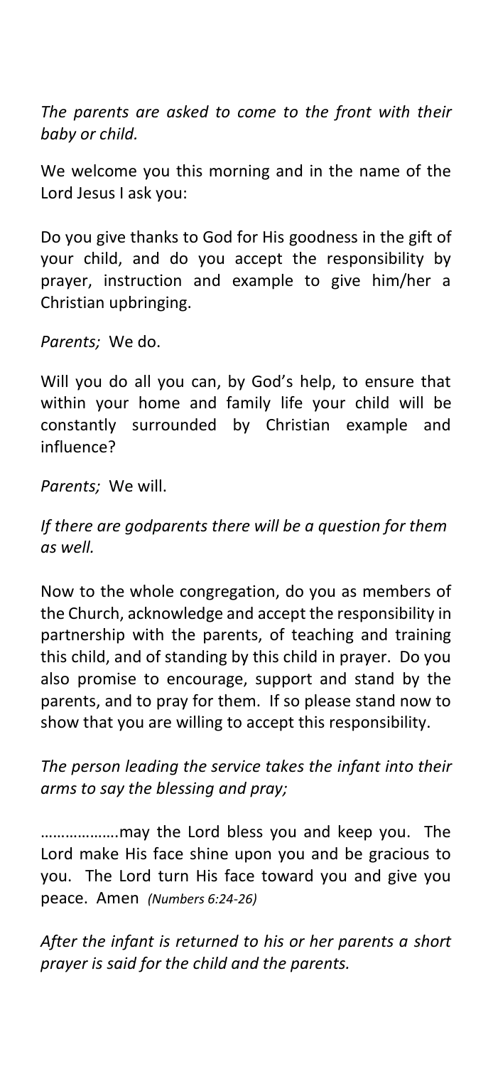*The parents are asked to come to the front with their baby or child.*

We welcome you this morning and in the name of the Lord Jesus I ask you:

Do you give thanks to God for His goodness in the gift of your child, and do you accept the responsibility by prayer, instruction and example to give him/her a Christian upbringing.

*Parents;* We do.

Will you do all you can, by God's help, to ensure that within your home and family life your child will be constantly surrounded by Christian example and influence?

*Parents;* We will.

*If there are godparents there will be a question for them as well.*

Now to the whole congregation, do you as members of the Church, acknowledge and accept the responsibility in partnership with the parents, of teaching and training this child, and of standing by this child in prayer. Do you also promise to encourage, support and stand by the parents, and to pray for them. If so please stand now to show that you are willing to accept this responsibility.

*The person leading the service takes the infant into their arms to say the blessing and pray;*

……………….may the Lord bless you and keep you. The Lord make His face shine upon you and be gracious to you. The Lord turn His face toward you and give you peace. Amen *(Numbers 6:24-26)*

*After the infant is returned to his or her parents a short prayer is said for the child and the parents.*